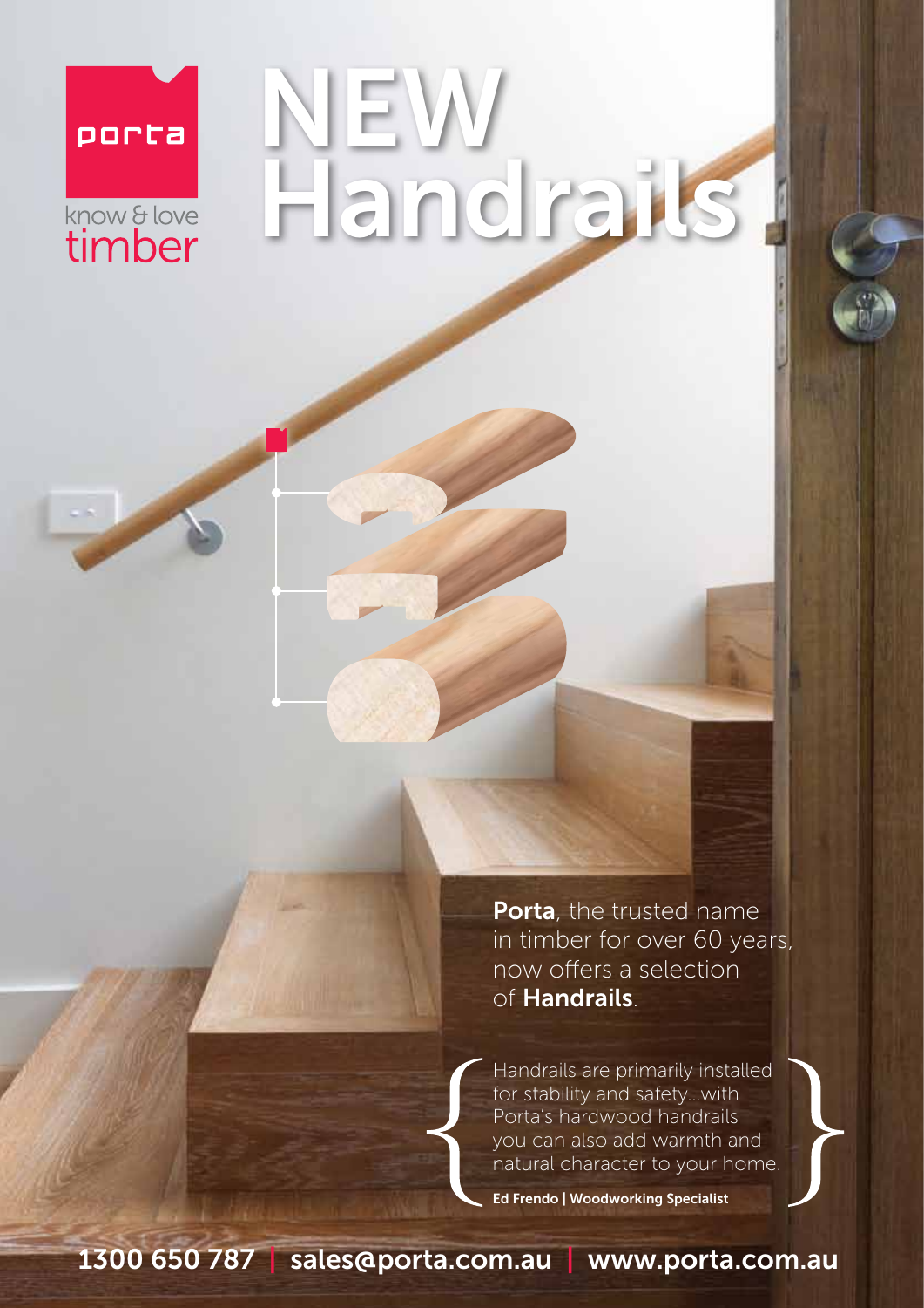porta

know & love timber

# NEW Handrails

**Porta**, the trusted name in timber for over 60 years, now offers a selection of **Handrails**.

> Handrails are primarily installed for stability and safety...with Porta's hardwood handrails you can also add warmth and natural character to your home.
>
> **Ed Frendo | Woodworking Specialist**

**1300 650 787 | sales@porta.com.au | www.porta.com.au**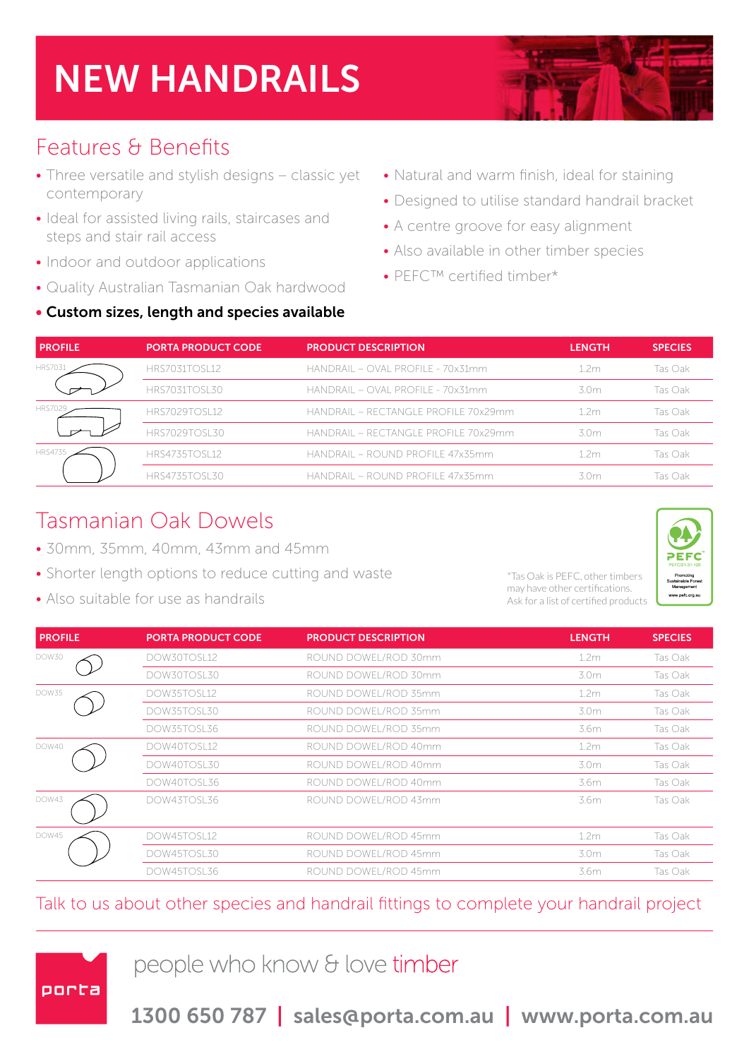# NEW HANDRAILS

## Features & Benefits

- Three versatile and stylish designs – classic yet contemporary
- Ideal for assisted living rails, staircases and steps and stair rail access
- Indoor and outdoor applications
- Quality Australian Tasmanian Oak hardwood
- **Custom sizes, length and species available**
- Natural and warm finish, ideal for staining
- Designed to utilise standard handrail bracket
- A centre groove for easy alignment
- Also available in other timber species
- PEFC™ certified timber*

| PROFILE | PORTA PRODUCT CODE | PRODUCT DESCRIPTION | LENGTH | SPECIES |
|---|---|---|---|---|
| HRS7031 | HRS7031TOSL12 | HANDRAIL – OVAL PROFILE - 70x31mm | 1.2m | Tas Oak |
| | HRS7031TOSL30 | HANDRAIL – OVAL PROFILE - 70x31mm | 3.0m | Tas Oak |
| HRS7029 | HRS7029TOSL12 | HANDRAIL – RECTANGLE PROFILE 70x29mm | 1.2m | Tas Oak |
| | HRS7029TOSL30 | HANDRAIL – RECTANGLE PROFILE 70x29mm | 3.0m | Tas Oak |
| HRS4735 | HRS4735TOSL12 | HANDRAIL – ROUND PROFILE 47x35mm | 1.2m | Tas Oak |
| | HRS4735TOSL30 | HANDRAIL – ROUND PROFILE 47x35mm | 3.0m | Tas Oak |

## Tasmanian Oak Dowels

- 30mm, 35mm, 40mm, 43mm and 45mm
- Shorter length options to reduce cutting and waste
- Also suitable for use as handrails

*Tas Oak is PEFC, other timbers may have other certifications. Ask for a list of certified products

PEFC
PEFC/21-31-120
Promoting Sustainable Forest Management
www.pefc.org.au

| PROFILE | PORTA PRODUCT CODE | PRODUCT DESCRIPTION | LENGTH | SPECIES |
|---|---|---|---|---|
| DOW30 | DOW30TOSL12 | ROUND DOWEL/ROD 30mm | 1.2m | Tas Oak |
| | DOW30TOSL30 | ROUND DOWEL/ROD 30mm | 3.0m | Tas Oak |
| DOW35 | DOW35TOSL12 | ROUND DOWEL/ROD 35mm | 1.2m | Tas Oak |
| | DOW35TOSL30 | ROUND DOWEL/ROD 35mm | 3.0m | Tas Oak |
| | DOW35TOSL36 | ROUND DOWEL/ROD 35mm | 3.6m | Tas Oak |
| DOW40 | DOW40TOSL12 | ROUND DOWEL/ROD 40mm | 1.2m | Tas Oak |
| | DOW40TOSL30 | ROUND DOWEL/ROD 40mm | 3.0m | Tas Oak |
| | DOW40TOSL36 | ROUND DOWEL/ROD 40mm | 3.6m | Tas Oak |
| DOW43 | DOW43TOSL36 | ROUND DOWEL/ROD 43mm | 3.6m | Tas Oak |
| DOW45 | DOW45TOSL12 | ROUND DOWEL/ROD 45mm | 1.2m | Tas Oak |
| | DOW45TOSL30 | ROUND DOWEL/ROD 45mm | 3.0m | Tas Oak |
| | DOW45TOSL36 | ROUND DOWEL/ROD 45mm | 3.6m | Tas Oak |

Talk to us about other species and handrail fittings to complete your handrail project

porta

people who know & love timber

**1300 650 787 | sales@porta.com.au | www.porta.com.au**